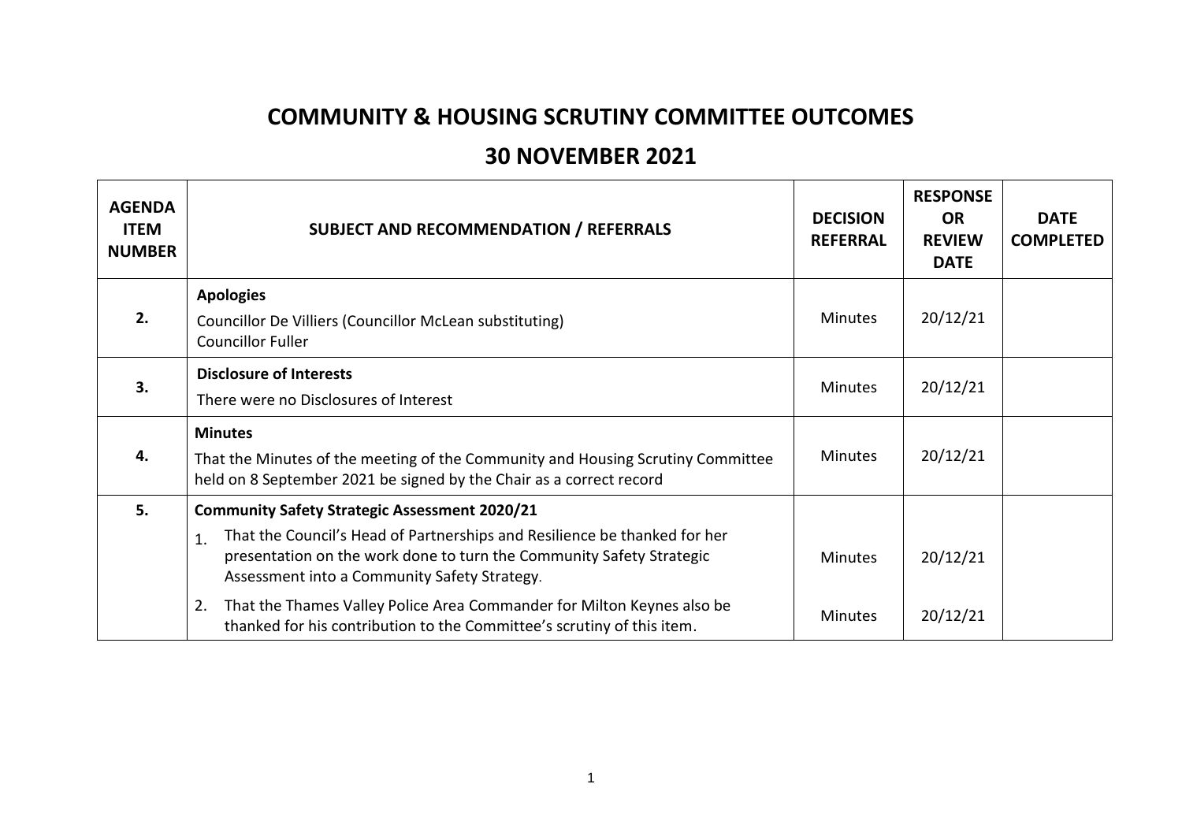# COMMUNITY & HOUSING SCRUTINY COMMITTEE OUTCOMES

## 30 NOVEMBER 2021

| AGENDA ITEM NUMBER | SUBJECT AND RECOMMENDATION / REFERRALS | DECISION REFERRAL | RESPONSE OR REVIEW DATE | DATE COMPLETED |
|---|---|---|---|---|
| 2. | **Apologies**<br>Councillor De Villiers (Councillor McLean substituting)<br>Councillor Fuller | Minutes | 20/12/21 | |
| 3. | **Disclosure of Interests**<br>There were no Disclosures of Interest | Minutes | 20/12/21 | |
| 4. | **Minutes**<br>That the Minutes of the meeting of the Community and Housing Scrutiny Committee held on 8 September 2021 be signed by the Chair as a correct record | Minutes | 20/12/21 | |
| 5. | **Community Safety Strategic Assessment 2020/21**<br>1. That the Council's Head of Partnerships and Resilience be thanked for her presentation on the work done to turn the Community Safety Strategic Assessment into a Community Safety Strategy. | Minutes | 20/12/21 | |
| | 2. That the Thames Valley Police Area Commander for Milton Keynes also be thanked for his contribution to the Committee's scrutiny of this item. | Minutes | 20/12/21 | |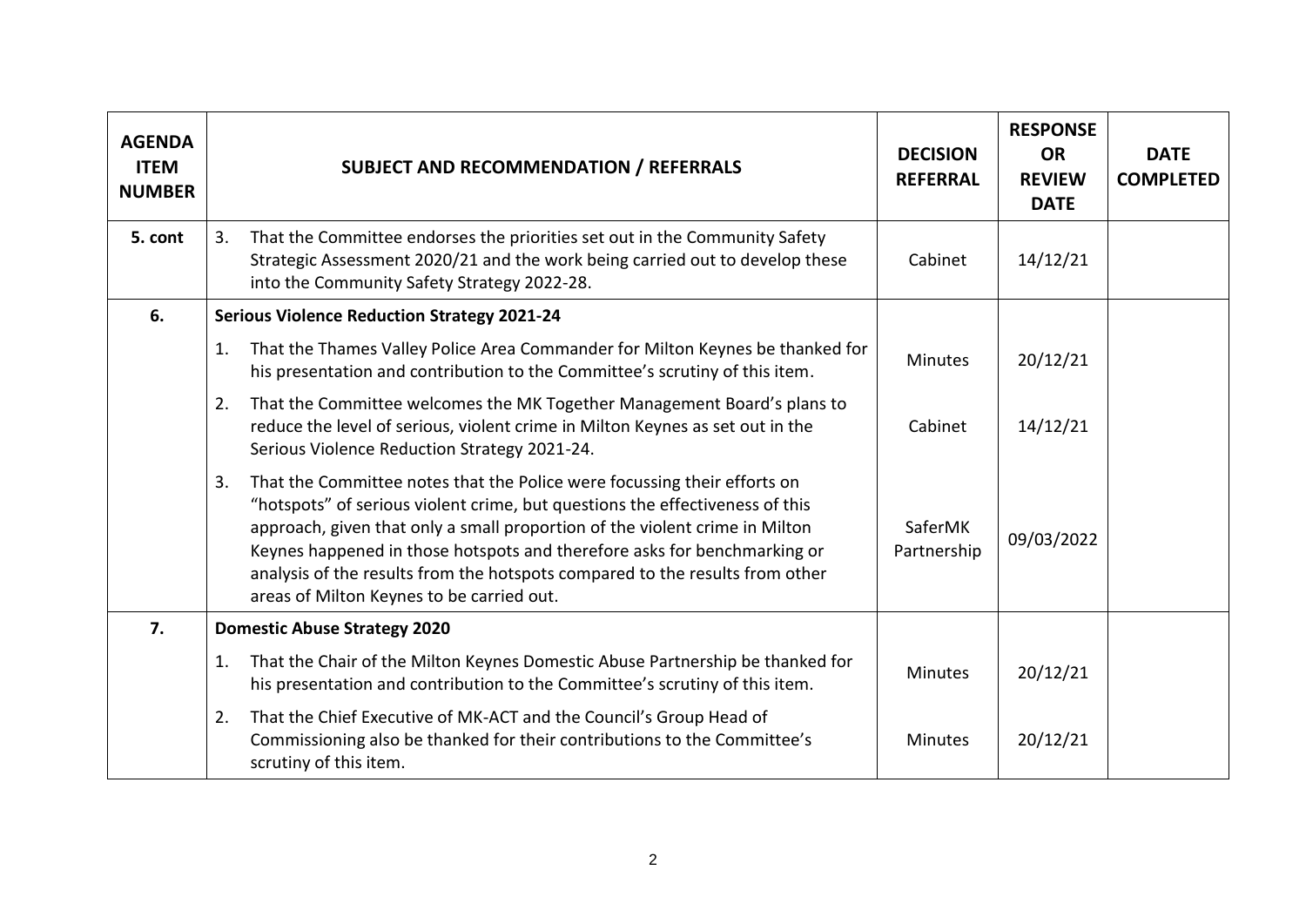| AGENDA ITEM NUMBER | SUBJECT AND RECOMMENDATION / REFERRALS | DECISION REFERRAL | RESPONSE OR REVIEW DATE | DATE COMPLETED |
|---|---|---|---|---|
| 5. cont | 3. That the Committee endorses the priorities set out in the Community Safety Strategic Assessment 2020/21 and the work being carried out to develop these into the Community Safety Strategy 2022-28. | Cabinet | 14/12/21 | |
| 6. | **Serious Violence Reduction Strategy 2021-24** | | | |
| | 1. That the Thames Valley Police Area Commander for Milton Keynes be thanked for his presentation and contribution to the Committee's scrutiny of this item. | Minutes | 20/12/21 | |
| | 2. That the Committee welcomes the MK Together Management Board's plans to reduce the level of serious, violent crime in Milton Keynes as set out in the Serious Violence Reduction Strategy 2021-24. | Cabinet | 14/12/21 | |
| | 3. That the Committee notes that the Police were focussing their efforts on "hotspots" of serious violent crime, but questions the effectiveness of this approach, given that only a small proportion of the violent crime in Milton Keynes happened in those hotspots and therefore asks for benchmarking or analysis of the results from the hotspots compared to the results from other areas of Milton Keynes to be carried out. | SaferMK Partnership | 09/03/2022 | |
| 7. | **Domestic Abuse Strategy 2020** | | | |
| | 1. That the Chair of the Milton Keynes Domestic Abuse Partnership be thanked for his presentation and contribution to the Committee's scrutiny of this item. | Minutes | 20/12/21 | |
| | 2. That the Chief Executive of MK-ACT and the Council's Group Head of Commissioning also be thanked for their contributions to the Committee's scrutiny of this item. | Minutes | 20/12/21 | |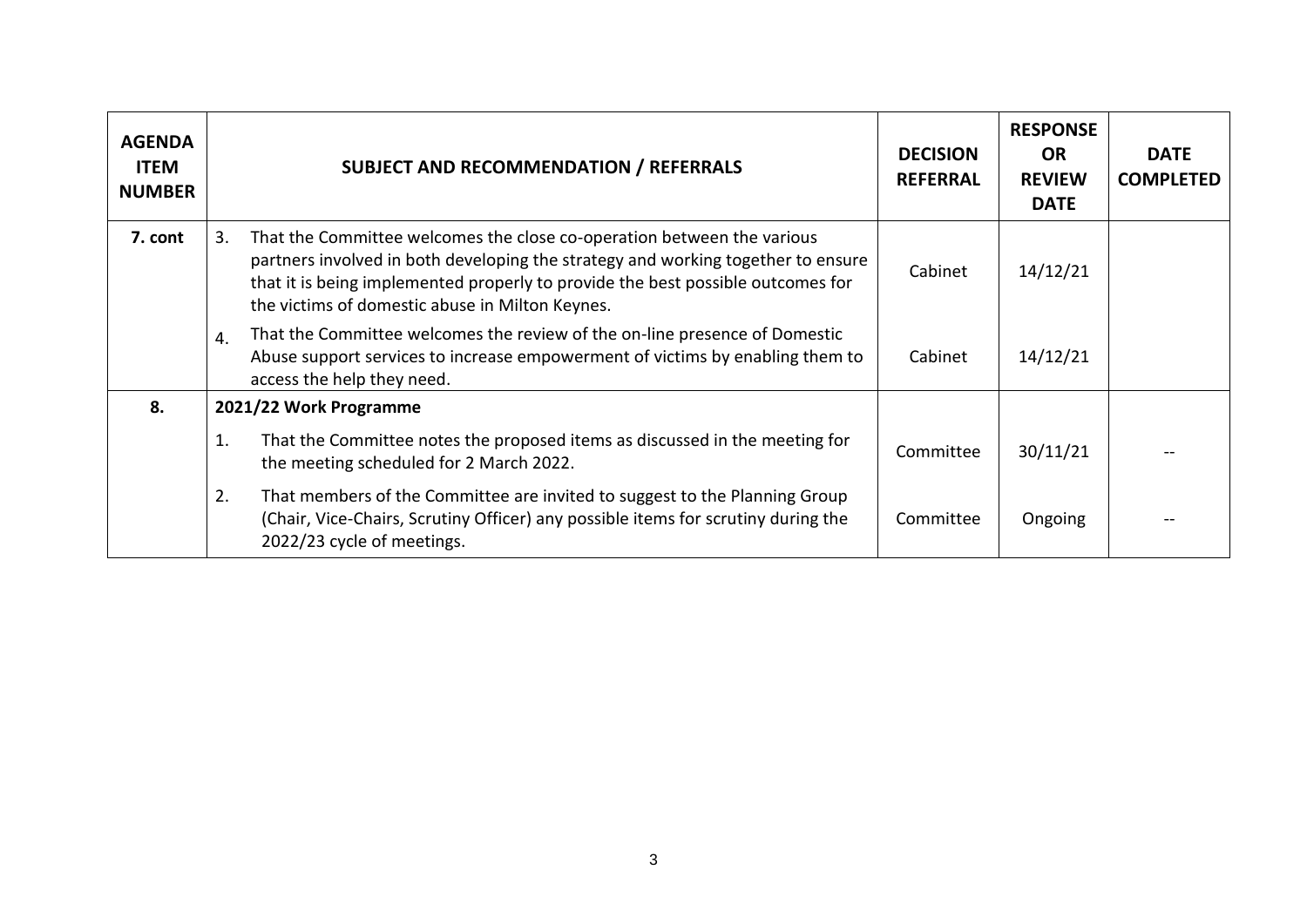| AGENDA ITEM NUMBER | SUBJECT AND RECOMMENDATION / REFERRALS | DECISION REFERRAL | RESPONSE OR REVIEW DATE | DATE COMPLETED |
|---|---|---|---|---|
| **7. cont** | 3. That the Committee welcomes the close co-operation between the various partners involved in both developing the strategy and working together to ensure that it is being implemented properly to provide the best possible outcomes for the victims of domestic abuse in Milton Keynes. | Cabinet | 14/12/21 | |
| | 4. That the Committee welcomes the review of the on-line presence of Domestic Abuse support services to increase empowerment of victims by enabling them to access the help they need. | Cabinet | 14/12/21 | |
| **8.** | **2021/22 Work Programme** | | | |
| | 1. That the Committee notes the proposed items as discussed in the meeting for the meeting scheduled for 2 March 2022. | Committee | 30/11/21 | -- |
| | 2. That members of the Committee are invited to suggest to the Planning Group (Chair, Vice-Chairs, Scrutiny Officer) any possible items for scrutiny during the 2022/23 cycle of meetings. | Committee | Ongoing | -- |